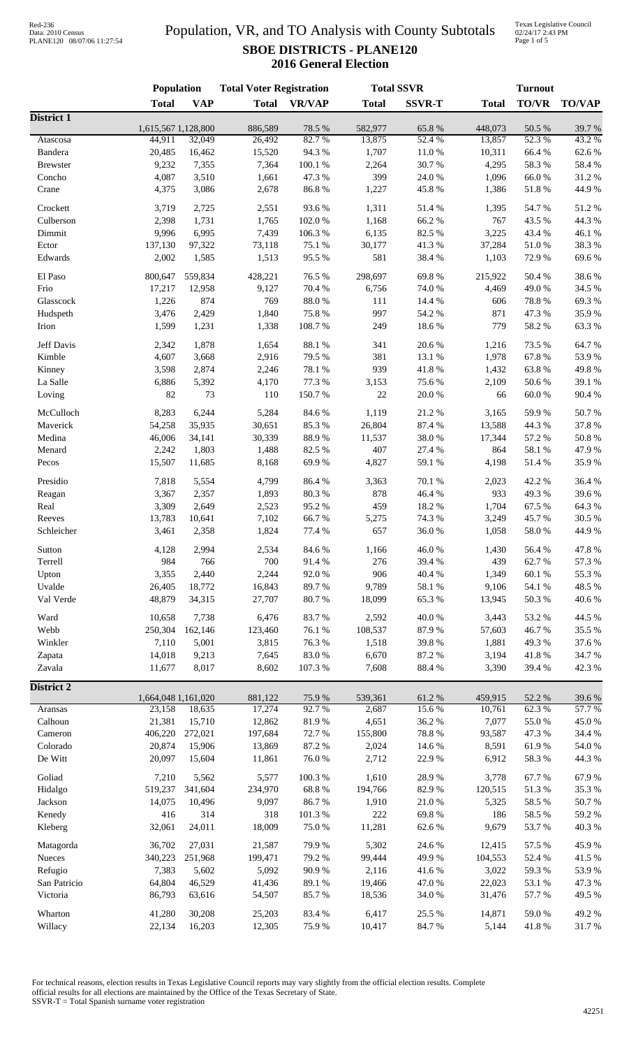# Population, VR, and TO Analysis with County Subtotals

## SBOE DISTRICTS - PLANE120

## 2016 General Election

Red-236
Data: 2010 Census
PLANE120 08/07/06 11:27:54

Texas Legislative Council
02/24/17 2:43 PM

| | Population | | Total Voter Registration | | Total SSVR | | Turnout | | |
|---|---|---|---|---|---|---|---|---|---|
| | Total | VAP | Total | VR/VAP | Total | SSVR-T | Total | TO/VR | TO/VAP |
| **District 1** | | | | | | | | | |
| | 1,615,567 | 1,128,800 | 886,589 | 78.5 % | 582,977 | 65.8 % | 448,073 | 50.5 % | 39.7 % |
| Atascosa | 44,911 | 32,049 | 26,492 | 82.7 % | 13,875 | 52.4 % | 13,857 | 52.3 % | 43.2 % |
| Bandera | 20,485 | 16,462 | 15,520 | 94.3 % | 1,707 | 11.0 % | 10,311 | 66.4 % | 62.6 % |
| Brewster | 9,232 | 7,355 | 7,364 | 100.1 % | 2,264 | 30.7 % | 4,295 | 58.3 % | 58.4 % |
| Concho | 4,087 | 3,510 | 1,661 | 47.3 % | 399 | 24.0 % | 1,096 | 66.0 % | 31.2 % |
| Crane | 4,375 | 3,086 | 2,678 | 86.8 % | 1,227 | 45.8 % | 1,386 | 51.8 % | 44.9 % |
| Crockett | 3,719 | 2,725 | 2,551 | 93.6 % | 1,311 | 51.4 % | 1,395 | 54.7 % | 51.2 % |
| Culberson | 2,398 | 1,731 | 1,765 | 102.0 % | 1,168 | 66.2 % | 767 | 43.5 % | 44.3 % |
| Dimmit | 9,996 | 6,995 | 7,439 | 106.3 % | 6,135 | 82.5 % | 3,225 | 43.4 % | 46.1 % |
| Ector | 137,130 | 97,322 | 73,118 | 75.1 % | 30,177 | 41.3 % | 37,284 | 51.0 % | 38.3 % |
| Edwards | 2,002 | 1,585 | 1,513 | 95.5 % | 581 | 38.4 % | 1,103 | 72.9 % | 69.6 % |
| El Paso | 800,647 | 559,834 | 428,221 | 76.5 % | 298,697 | 69.8 % | 215,922 | 50.4 % | 38.6 % |
| Frio | 17,217 | 12,958 | 9,127 | 70.4 % | 6,756 | 74.0 % | 4,469 | 49.0 % | 34.5 % |
| Glasscock | 1,226 | 874 | 769 | 88.0 % | 111 | 14.4 % | 606 | 78.8 % | 69.3 % |
| Hudspeth | 3,476 | 2,429 | 1,840 | 75.8 % | 997 | 54.2 % | 871 | 47.3 % | 35.9 % |
| Irion | 1,599 | 1,231 | 1,338 | 108.7 % | 249 | 18.6 % | 779 | 58.2 % | 63.3 % |
| Jeff Davis | 2,342 | 1,878 | 1,654 | 88.1 % | 341 | 20.6 % | 1,216 | 73.5 % | 64.7 % |
| Kimble | 4,607 | 3,668 | 2,916 | 79.5 % | 381 | 13.1 % | 1,978 | 67.8 % | 53.9 % |
| Kinney | 3,598 | 2,874 | 2,246 | 78.1 % | 939 | 41.8 % | 1,432 | 63.8 % | 49.8 % |
| La Salle | 6,886 | 5,392 | 4,170 | 77.3 % | 3,153 | 75.6 % | 2,109 | 50.6 % | 39.1 % |
| Loving | 82 | 73 | 110 | 150.7 % | 22 | 20.0 % | 66 | 60.0 % | 90.4 % |
| McCulloch | 8,283 | 6,244 | 5,284 | 84.6 % | 1,119 | 21.2 % | 3,165 | 59.9 % | 50.7 % |
| Maverick | 54,258 | 35,935 | 30,651 | 85.3 % | 26,804 | 87.4 % | 13,588 | 44.3 % | 37.8 % |
| Medina | 46,006 | 34,141 | 30,339 | 88.9 % | 11,537 | 38.0 % | 17,344 | 57.2 % | 50.8 % |
| Menard | 2,242 | 1,803 | 1,488 | 82.5 % | 407 | 27.4 % | 864 | 58.1 % | 47.9 % |
| Pecos | 15,507 | 11,685 | 8,168 | 69.9 % | 4,827 | 59.1 % | 4,198 | 51.4 % | 35.9 % |
| Presidio | 7,818 | 5,554 | 4,799 | 86.4 % | 3,363 | 70.1 % | 2,023 | 42.2 % | 36.4 % |
| Reagan | 3,367 | 2,357 | 1,893 | 80.3 % | 878 | 46.4 % | 933 | 49.3 % | 39.6 % |
| Real | 3,309 | 2,649 | 2,523 | 95.2 % | 459 | 18.2 % | 1,704 | 67.5 % | 64.3 % |
| Reeves | 13,783 | 10,641 | 7,102 | 66.7 % | 5,275 | 74.3 % | 3,249 | 45.7 % | 30.5 % |
| Schleicher | 3,461 | 2,358 | 1,824 | 77.4 % | 657 | 36.0 % | 1,058 | 58.0 % | 44.9 % |
| Sutton | 4,128 | 2,994 | 2,534 | 84.6 % | 1,166 | 46.0 % | 1,430 | 56.4 % | 47.8 % |
| Terrell | 984 | 766 | 700 | 91.4 % | 276 | 39.4 % | 439 | 62.7 % | 57.3 % |
| Upton | 3,355 | 2,440 | 2,244 | 92.0 % | 906 | 40.4 % | 1,349 | 60.1 % | 55.3 % |
| Uvalde | 26,405 | 18,772 | 16,843 | 89.7 % | 9,789 | 58.1 % | 9,106 | 54.1 % | 48.5 % |
| Val Verde | 48,879 | 34,315 | 27,707 | 80.7 % | 18,099 | 65.3 % | 13,945 | 50.3 % | 40.6 % |
| Ward | 10,658 | 7,738 | 6,476 | 83.7 % | 2,592 | 40.0 % | 3,443 | 53.2 % | 44.5 % |
| Webb | 250,304 | 162,146 | 123,460 | 76.1 % | 108,537 | 87.9 % | 57,603 | 46.7 % | 35.5 % |
| Winkler | 7,110 | 5,001 | 3,815 | 76.3 % | 1,518 | 39.8 % | 1,881 | 49.3 % | 37.6 % |
| Zapata | 14,018 | 9,213 | 7,645 | 83.0 % | 6,670 | 87.2 % | 3,194 | 41.8 % | 34.7 % |
| Zavala | 11,677 | 8,017 | 8,602 | 107.3 % | 7,608 | 88.4 % | 3,390 | 39.4 % | 42.3 % |
| **District 2** | | | | | | | | | |
| | 1,664,048 | 1,161,020 | 881,122 | 75.9 % | 539,361 | 61.2 % | 459,915 | 52.2 % | 39.6 % |
| Aransas | 23,158 | 18,635 | 17,274 | 92.7 % | 2,687 | 15.6 % | 10,761 | 62.3 % | 57.7 % |
| Calhoun | 21,381 | 15,710 | 12,862 | 81.9 % | 4,651 | 36.2 % | 7,077 | 55.0 % | 45.0 % |
| Cameron | 406,220 | 272,021 | 197,684 | 72.7 % | 155,800 | 78.8 % | 93,587 | 47.3 % | 34.4 % |
| Colorado | 20,874 | 15,906 | 13,869 | 87.2 % | 2,024 | 14.6 % | 8,591 | 61.9 % | 54.0 % |
| De Witt | 20,097 | 15,604 | 11,861 | 76.0 % | 2,712 | 22.9 % | 6,912 | 58.3 % | 44.3 % |
| Goliad | 7,210 | 5,562 | 5,577 | 100.3 % | 1,610 | 28.9 % | 3,778 | 67.7 % | 67.9 % |
| Hidalgo | 519,237 | 341,604 | 234,970 | 68.8 % | 194,766 | 82.9 % | 120,515 | 51.3 % | 35.3 % |
| Jackson | 14,075 | 10,496 | 9,097 | 86.7 % | 1,910 | 21.0 % | 5,325 | 58.5 % | 50.7 % |
| Kenedy | 416 | 314 | 318 | 101.3 % | 222 | 69.8 % | 186 | 58.5 % | 59.2 % |
| Kleberg | 32,061 | 24,011 | 18,009 | 75.0 % | 11,281 | 62.6 % | 9,679 | 53.7 % | 40.3 % |
| Matagorda | 36,702 | 27,031 | 21,587 | 79.9 % | 5,302 | 24.6 % | 12,415 | 57.5 % | 45.9 % |
| Nueces | 340,223 | 251,968 | 199,471 | 79.2 % | 99,444 | 49.9 % | 104,553 | 52.4 % | 41.5 % |
| Refugio | 7,383 | 5,602 | 5,092 | 90.9 % | 2,116 | 41.6 % | 3,022 | 59.3 % | 53.9 % |
| San Patricio | 64,804 | 46,529 | 41,436 | 89.1 % | 19,466 | 47.0 % | 22,023 | 53.1 % | 47.3 % |
| Victoria | 86,793 | 63,616 | 54,507 | 85.7 % | 18,536 | 34.0 % | 31,476 | 57.7 % | 49.5 % |
| Wharton | 41,280 | 30,208 | 25,203 | 83.4 % | 6,417 | 25.5 % | 14,871 | 59.0 % | 49.2 % |
| Willacy | 22,134 | 16,203 | 12,305 | 75.9 % | 10,417 | 84.7 % | 5,144 | 41.8 % | 31.7 % |

For technical reasons, election results in Texas Legislative Council reports may vary slightly from the official election results. Complete official results for all elections are maintained by the Office of the Texas Secretary of State.
SSVR-T = Total Spanish surname voter registration

42251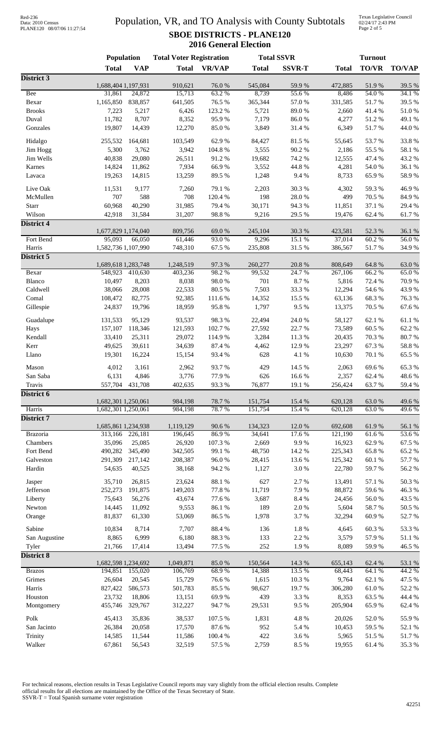# Population, VR, and TO Analysis with County Subtotals

## SBOE DISTRICTS - PLANE120

### 2016 General Election

| | Population | | Total Voter Registration | | Total SSVR | | Turnout | | |
|---|---|---|---|---|---|---|---|---|---|
| | Total | VAP | Total | VR/VAP | Total | SSVR-T | Total | TO/VR | TO/VAP |
| **District 3** | | | | | | | | | |
| | 1,688,404 | 1,197,931 | 910,621 | 76.0 % | 545,084 | 59.9 % | 472,885 | 51.9 % | 39.5 % |
| Bee | 31,861 | 24,872 | 15,713 | 63.2 % | 8,739 | 55.6 % | 8,486 | 54.0 % | 34.1 % |
| Bexar | 1,165,850 | 838,857 | 641,505 | 76.5 % | 365,344 | 57.0 % | 331,585 | 51.7 % | 39.5 % |
| Brooks | 7,223 | 5,217 | 6,426 | 123.2 % | 5,721 | 89.0 % | 2,660 | 41.4 % | 51.0 % |
| Duval | 11,782 | 8,707 | 8,352 | 95.9 % | 7,179 | 86.0 % | 4,277 | 51.2 % | 49.1 % |
| Gonzales | 19,807 | 14,439 | 12,270 | 85.0 % | 3,849 | 31.4 % | 6,349 | 51.7 % | 44.0 % |
| Hidalgo | 255,532 | 164,681 | 103,549 | 62.9 % | 84,427 | 81.5 % | 55,645 | 53.7 % | 33.8 % |
| Jim Hogg | 5,300 | 3,762 | 3,942 | 104.8 % | 3,555 | 90.2 % | 2,186 | 55.5 % | 58.1 % |
| Jim Wells | 40,838 | 29,080 | 26,511 | 91.2 % | 19,682 | 74.2 % | 12,555 | 47.4 % | 43.2 % |
| Karnes | 14,824 | 11,862 | 7,934 | 66.9 % | 3,552 | 44.8 % | 4,281 | 54.0 % | 36.1 % |
| Lavaca | 19,263 | 14,815 | 13,259 | 89.5 % | 1,248 | 9.4 % | 8,733 | 65.9 % | 58.9 % |
| Live Oak | 11,531 | 9,177 | 7,260 | 79.1 % | 2,203 | 30.3 % | 4,302 | 59.3 % | 46.9 % |
| McMullen | 707 | 588 | 708 | 120.4 % | 198 | 28.0 % | 499 | 70.5 % | 84.9 % |
| Starr | 60,968 | 40,290 | 31,985 | 79.4 % | 30,171 | 94.3 % | 11,851 | 37.1 % | 29.4 % |
| Wilson | 42,918 | 31,584 | 31,207 | 98.8 % | 9,216 | 29.5 % | 19,476 | 62.4 % | 61.7 % |
| **District 4** | | | | | | | | | |
| | 1,677,829 | 1,174,040 | 809,756 | 69.0 % | 245,104 | 30.3 % | 423,581 | 52.3 % | 36.1 % |
| Fort Bend | 95,093 | 66,050 | 61,446 | 93.0 % | 9,296 | 15.1 % | 37,014 | 60.2 % | 56.0 % |
| Harris | 1,582,736 | 1,107,990 | 748,310 | 67.5 % | 235,808 | 31.5 % | 386,567 | 51.7 % | 34.9 % |
| **District 5** | | | | | | | | | |
| | 1,689,618 | 1,283,748 | 1,248,519 | 97.3 % | 260,277 | 20.8 % | 808,649 | 64.8 % | 63.0 % |
| Bexar | 548,923 | 410,630 | 403,236 | 98.2 % | 99,532 | 24.7 % | 267,106 | 66.2 % | 65.0 % |
| Blanco | 10,497 | 8,203 | 8,038 | 98.0 % | 701 | 8.7 % | 5,816 | 72.4 % | 70.9 % |
| Caldwell | 38,066 | 28,008 | 22,533 | 80.5 % | 7,503 | 33.3 % | 12,294 | 54.6 % | 43.9 % |
| Comal | 108,472 | 82,775 | 92,385 | 111.6 % | 14,352 | 15.5 % | 63,136 | 68.3 % | 76.3 % |
| Gillespie | 24,837 | 19,796 | 18,959 | 95.8 % | 1,797 | 9.5 % | 13,375 | 70.5 % | 67.6 % |
| Guadalupe | 131,533 | 95,129 | 93,537 | 98.3 % | 22,494 | 24.0 % | 58,127 | 62.1 % | 61.1 % |
| Hays | 157,107 | 118,346 | 121,593 | 102.7 % | 27,592 | 22.7 % | 73,589 | 60.5 % | 62.2 % |
| Kendall | 33,410 | 25,311 | 29,072 | 114.9 % | 3,284 | 11.3 % | 20,435 | 70.3 % | 80.7 % |
| Kerr | 49,625 | 39,611 | 34,639 | 87.4 % | 4,462 | 12.9 % | 23,297 | 67.3 % | 58.8 % |
| Llano | 19,301 | 16,224 | 15,154 | 93.4 % | 628 | 4.1 % | 10,630 | 70.1 % | 65.5 % |
| Mason | 4,012 | 3,161 | 2,962 | 93.7 % | 429 | 14.5 % | 2,063 | 69.6 % | 65.3 % |
| San Saba | 6,131 | 4,846 | 3,776 | 77.9 % | 626 | 16.6 % | 2,357 | 62.4 % | 48.6 % |
| Travis | 557,704 | 431,708 | 402,635 | 93.3 % | 76,877 | 19.1 % | 256,424 | 63.7 % | 59.4 % |
| **District 6** | | | | | | | | | |
| | 1,682,301 | 1,250,061 | 984,198 | 78.7 % | 151,754 | 15.4 % | 620,128 | 63.0 % | 49.6 % |
| Harris | 1,682,301 | 1,250,061 | 984,198 | 78.7 % | 151,754 | 15.4 % | 620,128 | 63.0 % | 49.6 % |
| **District 7** | | | | | | | | | |
| | 1,685,861 | 1,234,938 | 1,119,129 | 90.6 % | 134,323 | 12.0 % | 692,608 | 61.9 % | 56.1 % |
| Brazoria | 313,166 | 226,181 | 196,645 | 86.9 % | 34,641 | 17.6 % | 121,190 | 61.6 % | 53.6 % |
| Chambers | 35,096 | 25,085 | 26,920 | 107.3 % | 2,669 | 9.9 % | 16,923 | 62.9 % | 67.5 % |
| Fort Bend | 490,282 | 345,490 | 342,505 | 99.1 % | 48,750 | 14.2 % | 225,343 | 65.8 % | 65.2 % |
| Galveston | 291,309 | 217,142 | 208,387 | 96.0 % | 28,415 | 13.6 % | 125,342 | 60.1 % | 57.7 % |
| Hardin | 54,635 | 40,525 | 38,168 | 94.2 % | 1,127 | 3.0 % | 22,780 | 59.7 % | 56.2 % |
| Jasper | 35,710 | 26,815 | 23,624 | 88.1 % | 627 | 2.7 % | 13,491 | 57.1 % | 50.3 % |
| Jefferson | 252,273 | 191,875 | 149,203 | 77.8 % | 11,719 | 7.9 % | 88,872 | 59.6 % | 46.3 % |
| Liberty | 75,643 | 56,276 | 43,674 | 77.6 % | 3,687 | 8.4 % | 24,456 | 56.0 % | 43.5 % |
| Newton | 14,445 | 11,092 | 9,553 | 86.1 % | 189 | 2.0 % | 5,604 | 58.7 % | 50.5 % |
| Orange | 81,837 | 61,330 | 53,069 | 86.5 % | 1,978 | 3.7 % | 32,294 | 60.9 % | 52.7 % |
| Sabine | 10,834 | 8,714 | 7,707 | 88.4 % | 136 | 1.8 % | 4,645 | 60.3 % | 53.3 % |
| San Augustine | 8,865 | 6,999 | 6,180 | 88.3 % | 133 | 2.2 % | 3,579 | 57.9 % | 51.1 % |
| Tyler | 21,766 | 17,414 | 13,494 | 77.5 % | 252 | 1.9 % | 8,089 | 59.9 % | 46.5 % |
| **District 8** | | | | | | | | | |
| | 1,682,598 | 1,234,692 | 1,049,871 | 85.0 % | 150,564 | 14.3 % | 655,143 | 62.4 % | 53.1 % |
| Brazos | 194,851 | 155,020 | 106,769 | 68.9 % | 14,388 | 13.5 % | 68,443 | 64.1 % | 44.2 % |
| Grimes | 26,604 | 20,545 | 15,729 | 76.6 % | 1,615 | 10.3 % | 9,764 | 62.1 % | 47.5 % |
| Harris | 827,422 | 586,573 | 501,783 | 85.5 % | 98,627 | 19.7 % | 306,280 | 61.0 % | 52.2 % |
| Houston | 23,732 | 18,806 | 13,151 | 69.9 % | 439 | 3.3 % | 8,353 | 63.5 % | 44.4 % |
| Montgomery | 455,746 | 329,767 | 312,227 | 94.7 % | 29,531 | 9.5 % | 205,904 | 65.9 % | 62.4 % |
| Polk | 45,413 | 35,836 | 38,537 | 107.5 % | 1,831 | 4.8 % | 20,026 | 52.0 % | 55.9 % |
| San Jacinto | 26,384 | 20,058 | 17,570 | 87.6 % | 952 | 5.4 % | 10,453 | 59.5 % | 52.1 % |
| Trinity | 14,585 | 11,544 | 11,586 | 100.4 % | 422 | 3.6 % | 5,965 | 51.5 % | 51.7 % |
| Walker | 67,861 | 56,543 | 32,519 | 57.5 % | 2,759 | 8.5 % | 19,955 | 61.4 % | 35.3 % |

For technical reasons, election results in Texas Legislative Council reports may vary slightly from the official election results. Complete official results for all elections are maintained by the Office of the Texas Secretary of State.
SSVR-T = Total Spanish surname voter registration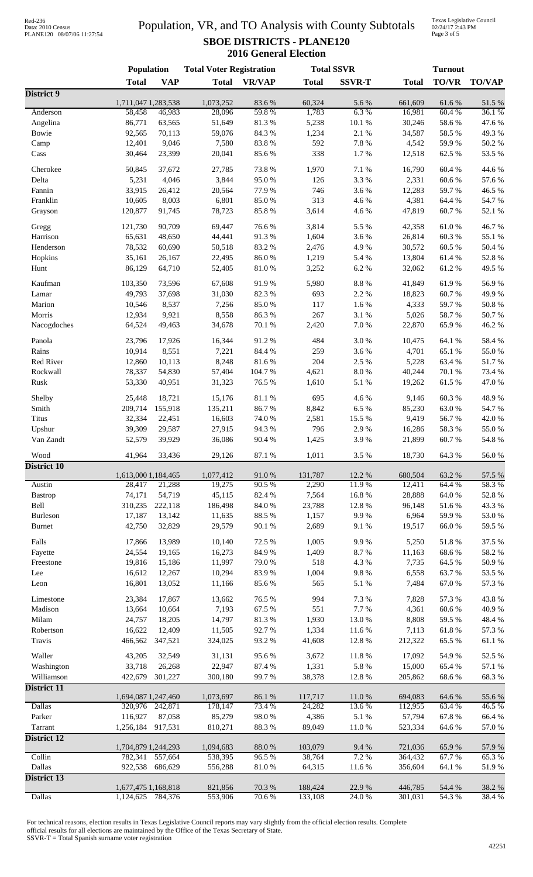# Population, VR, and TO Analysis with County Subtotals

## SBOE DISTRICTS - PLANE120

### 2016 General Election

Red-236
Data: 2010 Census
PLANE120 08/07/06 11:27:54

Texas Legislative Council
02/24/17 2:43 PM

| | Population | | Total Voter Registration | | Total SSVR | | Turnout | | |
|---|---|---|---|---|---|---|---|---|---|
| | Total | VAP | Total | VR/VAP | Total | SSVR-T | Total | TO/VR | TO/VAP |
| **District 9** | | | | | | | | | |
| | 1,711,047 | 1,283,538 | 1,073,252 | 83.6 % | 60,324 | 5.6 % | 661,609 | 61.6 % | 51.5 % |
| Anderson | 58,458 | 46,983 | 28,096 | 59.8 % | 1,783 | 6.3 % | 16,981 | 60.4 % | 36.1 % |
| Angelina | 86,771 | 63,565 | 51,649 | 81.3 % | 5,238 | 10.1 % | 30,246 | 58.6 % | 47.6 % |
| Bowie | 92,565 | 70,113 | 59,076 | 84.3 % | 1,234 | 2.1 % | 34,587 | 58.5 % | 49.3 % |
| Camp | 12,401 | 9,046 | 7,580 | 83.8 % | 592 | 7.8 % | 4,542 | 59.9 % | 50.2 % |
| Cass | 30,464 | 23,399 | 20,041 | 85.6 % | 338 | 1.7 % | 12,518 | 62.5 % | 53.5 % |
| Cherokee | 50,845 | 37,672 | 27,785 | 73.8 % | 1,970 | 7.1 % | 16,790 | 60.4 % | 44.6 % |
| Delta | 5,231 | 4,046 | 3,844 | 95.0 % | 126 | 3.3 % | 2,331 | 60.6 % | 57.6 % |
| Fannin | 33,915 | 26,412 | 20,564 | 77.9 % | 746 | 3.6 % | 12,283 | 59.7 % | 46.5 % |
| Franklin | 10,605 | 8,003 | 6,801 | 85.0 % | 313 | 4.6 % | 4,381 | 64.4 % | 54.7 % |
| Grayson | 120,877 | 91,745 | 78,723 | 85.8 % | 3,614 | 4.6 % | 47,819 | 60.7 % | 52.1 % |
| Gregg | 121,730 | 90,709 | 69,447 | 76.6 % | 3,814 | 5.5 % | 42,358 | 61.0 % | 46.7 % |
| Harrison | 65,631 | 48,650 | 44,441 | 91.3 % | 1,604 | 3.6 % | 26,814 | 60.3 % | 55.1 % |
| Henderson | 78,532 | 60,690 | 50,518 | 83.2 % | 2,476 | 4.9 % | 30,572 | 60.5 % | 50.4 % |
| Hopkins | 35,161 | 26,167 | 22,495 | 86.0 % | 1,219 | 5.4 % | 13,804 | 61.4 % | 52.8 % |
| Hunt | 86,129 | 64,710 | 52,405 | 81.0 % | 3,252 | 6.2 % | 32,062 | 61.2 % | 49.5 % |
| Kaufman | 103,350 | 73,596 | 67,608 | 91.9 % | 5,980 | 8.8 % | 41,849 | 61.9 % | 56.9 % |
| Lamar | 49,793 | 37,698 | 31,030 | 82.3 % | 693 | 2.2 % | 18,823 | 60.7 % | 49.9 % |
| Marion | 10,546 | 8,537 | 7,256 | 85.0 % | 117 | 1.6 % | 4,333 | 59.7 % | 50.8 % |
| Morris | 12,934 | 9,921 | 8,558 | 86.3 % | 267 | 3.1 % | 5,026 | 58.7 % | 50.7 % |
| Nacogdoches | 64,524 | 49,463 | 34,678 | 70.1 % | 2,420 | 7.0 % | 22,870 | 65.9 % | 46.2 % |
| Panola | 23,796 | 17,926 | 16,344 | 91.2 % | 484 | 3.0 % | 10,475 | 64.1 % | 58.4 % |
| Rains | 10,914 | 8,551 | 7,221 | 84.4 % | 259 | 3.6 % | 4,701 | 65.1 % | 55.0 % |
| Red River | 12,860 | 10,113 | 8,248 | 81.6 % | 204 | 2.5 % | 5,228 | 63.4 % | 51.7 % |
| Rockwall | 78,337 | 54,830 | 57,404 | 104.7 % | 4,621 | 8.0 % | 40,244 | 70.1 % | 73.4 % |
| Rusk | 53,330 | 40,951 | 31,323 | 76.5 % | 1,610 | 5.1 % | 19,262 | 61.5 % | 47.0 % |
| Shelby | 25,448 | 18,721 | 15,176 | 81.1 % | 695 | 4.6 % | 9,146 | 60.3 % | 48.9 % |
| Smith | 209,714 | 155,918 | 135,211 | 86.7 % | 8,842 | 6.5 % | 85,230 | 63.0 % | 54.7 % |
| Titus | 32,334 | 22,451 | 16,603 | 74.0 % | 2,581 | 15.5 % | 9,419 | 56.7 % | 42.0 % |
| Upshur | 39,309 | 29,587 | 27,915 | 94.3 % | 796 | 2.9 % | 16,286 | 58.3 % | 55.0 % |
| Van Zandt | 52,579 | 39,929 | 36,086 | 90.4 % | 1,425 | 3.9 % | 21,899 | 60.7 % | 54.8 % |
| Wood | 41,964 | 33,436 | 29,126 | 87.1 % | 1,011 | 3.5 % | 18,730 | 64.3 % | 56.0 % |
| **District 10** | | | | | | | | | |
| | 1,613,000 | 1,184,465 | 1,077,412 | 91.0 % | 131,787 | 12.2 % | 680,504 | 63.2 % | 57.5 % |
| Austin | 28,417 | 21,288 | 19,275 | 90.5 % | 2,290 | 11.9 % | 12,411 | 64.4 % | 58.3 % |
| Bastrop | 74,171 | 54,719 | 45,115 | 82.4 % | 7,564 | 16.8 % | 28,888 | 64.0 % | 52.8 % |
| Bell | 310,235 | 222,118 | 186,498 | 84.0 % | 23,788 | 12.8 % | 96,148 | 51.6 % | 43.3 % |
| Burleson | 17,187 | 13,142 | 11,635 | 88.5 % | 1,157 | 9.9 % | 6,964 | 59.9 % | 53.0 % |
| Burnet | 42,750 | 32,829 | 29,579 | 90.1 % | 2,689 | 9.1 % | 19,517 | 66.0 % | 59.5 % |
| Falls | 17,866 | 13,989 | 10,140 | 72.5 % | 1,005 | 9.9 % | 5,250 | 51.8 % | 37.5 % |
| Fayette | 24,554 | 19,165 | 16,273 | 84.9 % | 1,409 | 8.7 % | 11,163 | 68.6 % | 58.2 % |
| Freestone | 19,816 | 15,186 | 11,997 | 79.0 % | 518 | 4.3 % | 7,735 | 64.5 % | 50.9 % |
| Lee | 16,612 | 12,267 | 10,294 | 83.9 % | 1,004 | 9.8 % | 6,558 | 63.7 % | 53.5 % |
| Leon | 16,801 | 13,052 | 11,166 | 85.6 % | 565 | 5.1 % | 7,484 | 67.0 % | 57.3 % |
| Limestone | 23,384 | 17,867 | 13,662 | 76.5 % | 994 | 7.3 % | 7,828 | 57.3 % | 43.8 % |
| Madison | 13,664 | 10,664 | 7,193 | 67.5 % | 551 | 7.7 % | 4,361 | 60.6 % | 40.9 % |
| Milam | 24,757 | 18,205 | 14,797 | 81.3 % | 1,930 | 13.0 % | 8,808 | 59.5 % | 48.4 % |
| Robertson | 16,622 | 12,409 | 11,505 | 92.7 % | 1,334 | 11.6 % | 7,113 | 61.8 % | 57.3 % |
| Travis | 466,562 | 347,521 | 324,025 | 93.2 % | 41,608 | 12.8 % | 212,322 | 65.5 % | 61.1 % |
| Waller | 43,205 | 32,549 | 31,131 | 95.6 % | 3,672 | 11.8 % | 17,092 | 54.9 % | 52.5 % |
| Washington | 33,718 | 26,268 | 22,947 | 87.4 % | 1,331 | 5.8 % | 15,000 | 65.4 % | 57.1 % |
| Williamson | 422,679 | 301,227 | 300,180 | 99.7 % | 38,378 | 12.8 % | 205,862 | 68.6 % | 68.3 % |
| **District 11** | | | | | | | | | |
| | 1,694,087 | 1,247,460 | 1,073,697 | 86.1 % | 117,717 | 11.0 % | 694,083 | 64.6 % | 55.6 % |
| Dallas | 320,976 | 242,871 | 178,147 | 73.4 % | 24,282 | 13.6 % | 112,955 | 63.4 % | 46.5 % |
| Parker | 116,927 | 87,058 | 85,279 | 98.0 % | 4,386 | 5.1 % | 57,794 | 67.8 % | 66.4 % |
| Tarrant | 1,256,184 | 917,531 | 810,271 | 88.3 % | 89,049 | 11.0 % | 523,334 | 64.6 % | 57.0 % |
| **District 12** | | | | | | | | | |
| | 1,704,879 | 1,244,293 | 1,094,683 | 88.0 % | 103,079 | 9.4 % | 721,036 | 65.9 % | 57.9 % |
| Collin | 782,341 | 557,664 | 538,395 | 96.5 % | 38,764 | 7.2 % | 364,432 | 67.7 % | 65.3 % |
| Dallas | 922,538 | 686,629 | 556,288 | 81.0 % | 64,315 | 11.6 % | 356,604 | 64.1 % | 51.9 % |
| **District 13** | | | | | | | | | |
| | 1,677,475 | 1,168,818 | 821,856 | 70.3 % | 188,424 | 22.9 % | 446,785 | 54.4 % | 38.2 % |
| Dallas | 1,124,625 | 784,376 | 553,906 | 70.6 % | 133,108 | 24.0 % | 301,031 | 54.3 % | 38.4 % |

For technical reasons, election results in Texas Legislative Council reports may vary slightly from the official election results. Complete official results for all elections are maintained by the Office of the Texas Secretary of State.
SSVR-T = Total Spanish surname voter registration

42251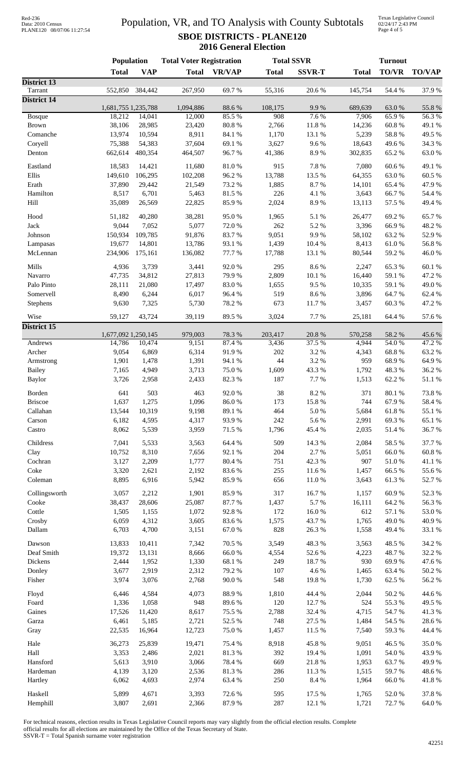# Population, VR, and TO Analysis with County Subtotals

## SBOE DISTRICTS - PLANE120

### 2016 General Election

| | Population | | Total Voter Registration | | Total SSVR | | Turnout | | |
|---|---|---|---|---|---|---|---|---|---|
| | **Total** | **VAP** | **Total** | **VR/VAP** | **Total** | **SSVR-T** | **Total** | **TO/VR** | **TO/VAP** |
| **District 13** | | | | | | | | | |
| Tarrant | 552,850 | 384,442 | 267,950 | 69.7 % | 55,316 | 20.6 % | 145,754 | 54.4 % | 37.9 % |
| **District 14** | | | | | | | | | |
| | 1,681,755 | 1,235,788 | 1,094,886 | 88.6 % | 108,175 | 9.9 % | 689,639 | 63.0 % | 55.8 % |
| Bosque | 18,212 | 14,041 | 12,000 | 85.5 % | 908 | 7.6 % | 7,906 | 65.9 % | 56.3 % |
| Brown | 38,106 | 28,985 | 23,420 | 80.8 % | 2,766 | 11.8 % | 14,236 | 60.8 % | 49.1 % |
| Comanche | 13,974 | 10,594 | 8,911 | 84.1 % | 1,170 | 13.1 % | 5,239 | 58.8 % | 49.5 % |
| Coryell | 75,388 | 54,383 | 37,604 | 69.1 % | 3,627 | 9.6 % | 18,643 | 49.6 % | 34.3 % |
| Denton | 662,614 | 480,354 | 464,507 | 96.7 % | 41,386 | 8.9 % | 302,835 | 65.2 % | 63.0 % |
| Eastland | 18,583 | 14,421 | 11,680 | 81.0 % | 915 | 7.8 % | 7,080 | 60.6 % | 49.1 % |
| Ellis | 149,610 | 106,295 | 102,208 | 96.2 % | 13,788 | 13.5 % | 64,355 | 63.0 % | 60.5 % |
| Erath | 37,890 | 29,442 | 21,549 | 73.2 % | 1,885 | 8.7 % | 14,101 | 65.4 % | 47.9 % |
| Hamilton | 8,517 | 6,701 | 5,463 | 81.5 % | 226 | 4.1 % | 3,643 | 66.7 % | 54.4 % |
| Hill | 35,089 | 26,569 | 22,825 | 85.9 % | 2,024 | 8.9 % | 13,113 | 57.5 % | 49.4 % |
| Hood | 51,182 | 40,280 | 38,281 | 95.0 % | 1,965 | 5.1 % | 26,477 | 69.2 % | 65.7 % |
| Jack | 9,044 | 7,052 | 5,077 | 72.0 % | 262 | 5.2 % | 3,396 | 66.9 % | 48.2 % |
| Johnson | 150,934 | 109,785 | 91,876 | 83.7 % | 9,051 | 9.9 % | 58,102 | 63.2 % | 52.9 % |
| Lampasas | 19,677 | 14,801 | 13,786 | 93.1 % | 1,439 | 10.4 % | 8,413 | 61.0 % | 56.8 % |
| McLennan | 234,906 | 175,161 | 136,082 | 77.7 % | 17,788 | 13.1 % | 80,544 | 59.2 % | 46.0 % |
| Mills | 4,936 | 3,739 | 3,441 | 92.0 % | 295 | 8.6 % | 2,247 | 65.3 % | 60.1 % |
| Navarro | 47,735 | 34,812 | 27,813 | 79.9 % | 2,809 | 10.1 % | 16,440 | 59.1 % | 47.2 % |
| Palo Pinto | 28,111 | 21,080 | 17,497 | 83.0 % | 1,655 | 9.5 % | 10,335 | 59.1 % | 49.0 % |
| Somervell | 8,490 | 6,244 | 6,017 | 96.4 % | 519 | 8.6 % | 3,896 | 64.7 % | 62.4 % |
| Stephens | 9,630 | 7,325 | 5,730 | 78.2 % | 673 | 11.7 % | 3,457 | 60.3 % | 47.2 % |
| Wise | 59,127 | 43,724 | 39,119 | 89.5 % | 3,024 | 7.7 % | 25,181 | 64.4 % | 57.6 % |
| **District 15** | | | | | | | | | |
| | 1,677,092 | 1,250,145 | 979,003 | 78.3 % | 203,417 | 20.8 % | 570,258 | 58.2 % | 45.6 % |
| Andrews | 14,786 | 10,474 | 9,151 | 87.4 % | 3,436 | 37.5 % | 4,944 | 54.0 % | 47.2 % |
| Archer | 9,054 | 6,869 | 6,314 | 91.9 % | 202 | 3.2 % | 4,343 | 68.8 % | 63.2 % |
| Armstrong | 1,901 | 1,478 | 1,391 | 94.1 % | 44 | 3.2 % | 959 | 68.9 % | 64.9 % |
| Bailey | 7,165 | 4,949 | 3,713 | 75.0 % | 1,609 | 43.3 % | 1,792 | 48.3 % | 36.2 % |
| Baylor | 3,726 | 2,958 | 2,433 | 82.3 % | 187 | 7.7 % | 1,513 | 62.2 % | 51.1 % |
| Borden | 641 | 503 | 463 | 92.0 % | 38 | 8.2 % | 371 | 80.1 % | 73.8 % |
| Briscoe | 1,637 | 1,275 | 1,096 | 86.0 % | 173 | 15.8 % | 744 | 67.9 % | 58.4 % |
| Callahan | 13,544 | 10,319 | 9,198 | 89.1 % | 464 | 5.0 % | 5,684 | 61.8 % | 55.1 % |
| Carson | 6,182 | 4,595 | 4,317 | 93.9 % | 242 | 5.6 % | 2,991 | 69.3 % | 65.1 % |
| Castro | 8,062 | 5,539 | 3,959 | 71.5 % | 1,796 | 45.4 % | 2,035 | 51.4 % | 36.7 % |
| Childress | 7,041 | 5,533 | 3,563 | 64.4 % | 509 | 14.3 % | 2,084 | 58.5 % | 37.7 % |
| Clay | 10,752 | 8,310 | 7,656 | 92.1 % | 204 | 2.7 % | 5,051 | 66.0 % | 60.8 % |
| Cochran | 3,127 | 2,209 | 1,777 | 80.4 % | 751 | 42.3 % | 907 | 51.0 % | 41.1 % |
| Coke | 3,320 | 2,621 | 2,192 | 83.6 % | 255 | 11.6 % | 1,457 | 66.5 % | 55.6 % |
| Coleman | 8,895 | 6,916 | 5,942 | 85.9 % | 656 | 11.0 % | 3,643 | 61.3 % | 52.7 % |
| Collingsworth | 3,057 | 2,212 | 1,901 | 85.9 % | 317 | 16.7 % | 1,157 | 60.9 % | 52.3 % |
| Cooke | 38,437 | 28,606 | 25,087 | 87.7 % | 1,437 | 5.7 % | 16,111 | 64.2 % | 56.3 % |
| Cottle | 1,505 | 1,155 | 1,072 | 92.8 % | 172 | 16.0 % | 612 | 57.1 % | 53.0 % |
| Crosby | 6,059 | 4,312 | 3,605 | 83.6 % | 1,575 | 43.7 % | 1,765 | 49.0 % | 40.9 % |
| Dallam | 6,703 | 4,700 | 3,151 | 67.0 % | 828 | 26.3 % | 1,558 | 49.4 % | 33.1 % |
| Dawson | 13,833 | 10,411 | 7,342 | 70.5 % | 3,549 | 48.3 % | 3,563 | 48.5 % | 34.2 % |
| Deaf Smith | 19,372 | 13,131 | 8,666 | 66.0 % | 4,554 | 52.6 % | 4,223 | 48.7 % | 32.2 % |
| Dickens | 2,444 | 1,952 | 1,330 | 68.1 % | 249 | 18.7 % | 930 | 69.9 % | 47.6 % |
| Donley | 3,677 | 2,919 | 2,312 | 79.2 % | 107 | 4.6 % | 1,465 | 63.4 % | 50.2 % |
| Fisher | 3,974 | 3,076 | 2,768 | 90.0 % | 548 | 19.8 % | 1,730 | 62.5 % | 56.2 % |
| Floyd | 6,446 | 4,584 | 4,073 | 88.9 % | 1,810 | 44.4 % | 2,044 | 50.2 % | 44.6 % |
| Foard | 1,336 | 1,058 | 948 | 89.6 % | 120 | 12.7 % | 524 | 55.3 % | 49.5 % |
| Gaines | 17,526 | 11,420 | 8,617 | 75.5 % | 2,788 | 32.4 % | 4,715 | 54.7 % | 41.3 % |
| Garza | 6,461 | 5,185 | 2,721 | 52.5 % | 748 | 27.5 % | 1,484 | 54.5 % | 28.6 % |
| Gray | 22,535 | 16,964 | 12,723 | 75.0 % | 1,457 | 11.5 % | 7,540 | 59.3 % | 44.4 % |
| Hale | 36,273 | 25,839 | 19,471 | 75.4 % | 8,918 | 45.8 % | 9,051 | 46.5 % | 35.0 % |
| Hall | 3,353 | 2,486 | 2,021 | 81.3 % | 392 | 19.4 % | 1,091 | 54.0 % | 43.9 % |
| Hansford | 5,613 | 3,910 | 3,066 | 78.4 % | 669 | 21.8 % | 1,953 | 63.7 % | 49.9 % |
| Hardeman | 4,139 | 3,120 | 2,536 | 81.3 % | 286 | 11.3 % | 1,515 | 59.7 % | 48.6 % |
| Hartley | 6,062 | 4,693 | 2,974 | 63.4 % | 250 | 8.4 % | 1,964 | 66.0 % | 41.8 % |
| Haskell | 5,899 | 4,671 | 3,393 | 72.6 % | 595 | 17.5 % | 1,765 | 52.0 % | 37.8 % |
| Hemphill | 3,807 | 2,691 | 2,366 | 87.9 % | 287 | 12.1 % | 1,721 | 72.7 % | 64.0 % |

For technical reasons, election results in Texas Legislative Council reports may vary slightly from the official election results. Complete official results for all elections are maintained by the Office of the Texas Secretary of State.
SSVR-T = Total Spanish surname voter registration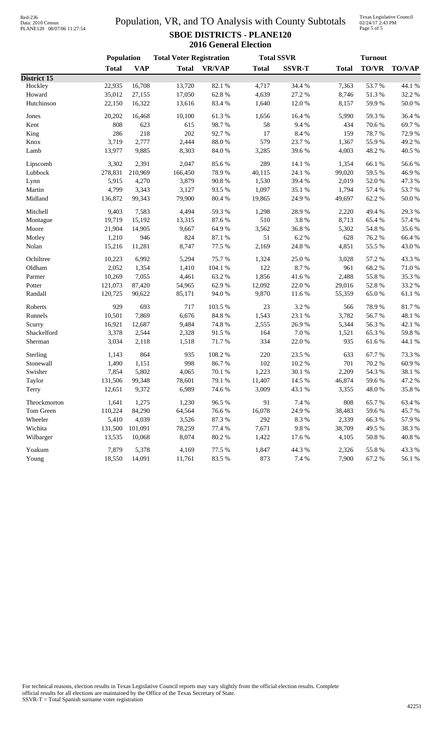# Population, VR, and TO Analysis with County Subtotals

## SBOE DISTRICTS - PLANE120

### 2016 General Election

| | Population | | Total Voter Registration | | Total SSVR | | Turnout | | |
|---|---|---|---|---|---|---|---|---|---|
| | **Total** | **VAP** | **Total** | **VR/VAP** | **Total** | **SSVR-T** | **Total** | **TO/VR** | **TO/VAP** |
| **District 15** | | | | | | | | | |
| Hockley | 22,935 | 16,708 | 13,720 | 82.1 % | 4,717 | 34.4 % | 7,363 | 53.7 % | 44.1 % |
| Howard | 35,012 | 27,155 | 17,050 | 62.8 % | 4,639 | 27.2 % | 8,746 | 51.3 % | 32.2 % |
| Hutchinson | 22,150 | 16,322 | 13,616 | 83.4 % | 1,640 | 12.0 % | 8,157 | 59.9 % | 50.0 % |
| Jones | 20,202 | 16,468 | 10,100 | 61.3 % | 1,656 | 16.4 % | 5,990 | 59.3 % | 36.4 % |
| Kent | 808 | 623 | 615 | 98.7 % | 58 | 9.4 % | 434 | 70.6 % | 69.7 % |
| King | 286 | 218 | 202 | 92.7 % | 17 | 8.4 % | 159 | 78.7 % | 72.9 % |
| Knox | 3,719 | 2,777 | 2,444 | 88.0 % | 579 | 23.7 % | 1,367 | 55.9 % | 49.2 % |
| Lamb | 13,977 | 9,885 | 8,303 | 84.0 % | 3,285 | 39.6 % | 4,003 | 48.2 % | 40.5 % |
| Lipscomb | 3,302 | 2,391 | 2,047 | 85.6 % | 289 | 14.1 % | 1,354 | 66.1 % | 56.6 % |
| Lubbock | 278,831 | 210,969 | 166,450 | 78.9 % | 40,115 | 24.1 % | 99,020 | 59.5 % | 46.9 % |
| Lynn | 5,915 | 4,270 | 3,879 | 90.8 % | 1,530 | 39.4 % | 2,019 | 52.0 % | 47.3 % |
| Martin | 4,799 | 3,343 | 3,127 | 93.5 % | 1,097 | 35.1 % | 1,794 | 57.4 % | 53.7 % |
| Midland | 136,872 | 99,343 | 79,900 | 80.4 % | 19,865 | 24.9 % | 49,697 | 62.2 % | 50.0 % |
| Mitchell | 9,403 | 7,583 | 4,494 | 59.3 % | 1,298 | 28.9 % | 2,220 | 49.4 % | 29.3 % |
| Montague | 19,719 | 15,192 | 13,315 | 87.6 % | 510 | 3.8 % | 8,713 | 65.4 % | 57.4 % |
| Moore | 21,904 | 14,905 | 9,667 | 64.9 % | 3,562 | 36.8 % | 5,302 | 54.8 % | 35.6 % |
| Motley | 1,210 | 946 | 824 | 87.1 % | 51 | 6.2 % | 628 | 76.2 % | 66.4 % |
| Nolan | 15,216 | 11,281 | 8,747 | 77.5 % | 2,169 | 24.8 % | 4,851 | 55.5 % | 43.0 % |
| Ochiltree | 10,223 | 6,992 | 5,294 | 75.7 % | 1,324 | 25.0 % | 3,028 | 57.2 % | 43.3 % |
| Oldham | 2,052 | 1,354 | 1,410 | 104.1 % | 122 | 8.7 % | 961 | 68.2 % | 71.0 % |
| Parmer | 10,269 | 7,055 | 4,461 | 63.2 % | 1,856 | 41.6 % | 2,488 | 55.8 % | 35.3 % |
| Potter | 121,073 | 87,420 | 54,965 | 62.9 % | 12,092 | 22.0 % | 29,016 | 52.8 % | 33.2 % |
| Randall | 120,725 | 90,622 | 85,171 | 94.0 % | 9,870 | 11.6 % | 55,359 | 65.0 % | 61.1 % |
| Roberts | 929 | 693 | 717 | 103.5 % | 23 | 3.2 % | 566 | 78.9 % | 81.7 % |
| Runnels | 10,501 | 7,869 | 6,676 | 84.8 % | 1,543 | 23.1 % | 3,782 | 56.7 % | 48.1 % |
| Scurry | 16,921 | 12,687 | 9,484 | 74.8 % | 2,555 | 26.9 % | 5,344 | 56.3 % | 42.1 % |
| Shackelford | 3,378 | 2,544 | 2,328 | 91.5 % | 164 | 7.0 % | 1,521 | 65.3 % | 59.8 % |
| Sherman | 3,034 | 2,118 | 1,518 | 71.7 % | 334 | 22.0 % | 935 | 61.6 % | 44.1 % |
| Sterling | 1,143 | 864 | 935 | 108.2 % | 220 | 23.5 % | 633 | 67.7 % | 73.3 % |
| Stonewall | 1,490 | 1,151 | 998 | 86.7 % | 102 | 10.2 % | 701 | 70.2 % | 60.9 % |
| Swisher | 7,854 | 5,802 | 4,065 | 70.1 % | 1,223 | 30.1 % | 2,209 | 54.3 % | 38.1 % |
| Taylor | 131,506 | 99,348 | 78,601 | 79.1 % | 11,407 | 14.5 % | 46,874 | 59.6 % | 47.2 % |
| Terry | 12,651 | 9,372 | 6,989 | 74.6 % | 3,009 | 43.1 % | 3,355 | 48.0 % | 35.8 % |
| Throckmorton | 1,641 | 1,275 | 1,230 | 96.5 % | 91 | 7.4 % | 808 | 65.7 % | 63.4 % |
| Tom Green | 110,224 | 84,290 | 64,564 | 76.6 % | 16,078 | 24.9 % | 38,483 | 59.6 % | 45.7 % |
| Wheeler | 5,410 | 4,039 | 3,526 | 87.3 % | 292 | 8.3 % | 2,339 | 66.3 % | 57.9 % |
| Wichita | 131,500 | 101,091 | 78,259 | 77.4 % | 7,671 | 9.8 % | 38,709 | 49.5 % | 38.3 % |
| Wilbarger | 13,535 | 10,068 | 8,074 | 80.2 % | 1,422 | 17.6 % | 4,105 | 50.8 % | 40.8 % |
| Yoakum | 7,879 | 5,378 | 4,169 | 77.5 % | 1,847 | 44.3 % | 2,326 | 55.8 % | 43.3 % |
| Young | 18,550 | 14,091 | 11,761 | 83.5 % | 873 | 7.4 % | 7,900 | 67.2 % | 56.1 % |

For technical reasons, election results in Texas Legislative Council reports may vary slightly from the official election results. Complete official results for all elections are maintained by the Office of the Texas Secretary of State.
SSVR-T = Total Spanish surname voter registration